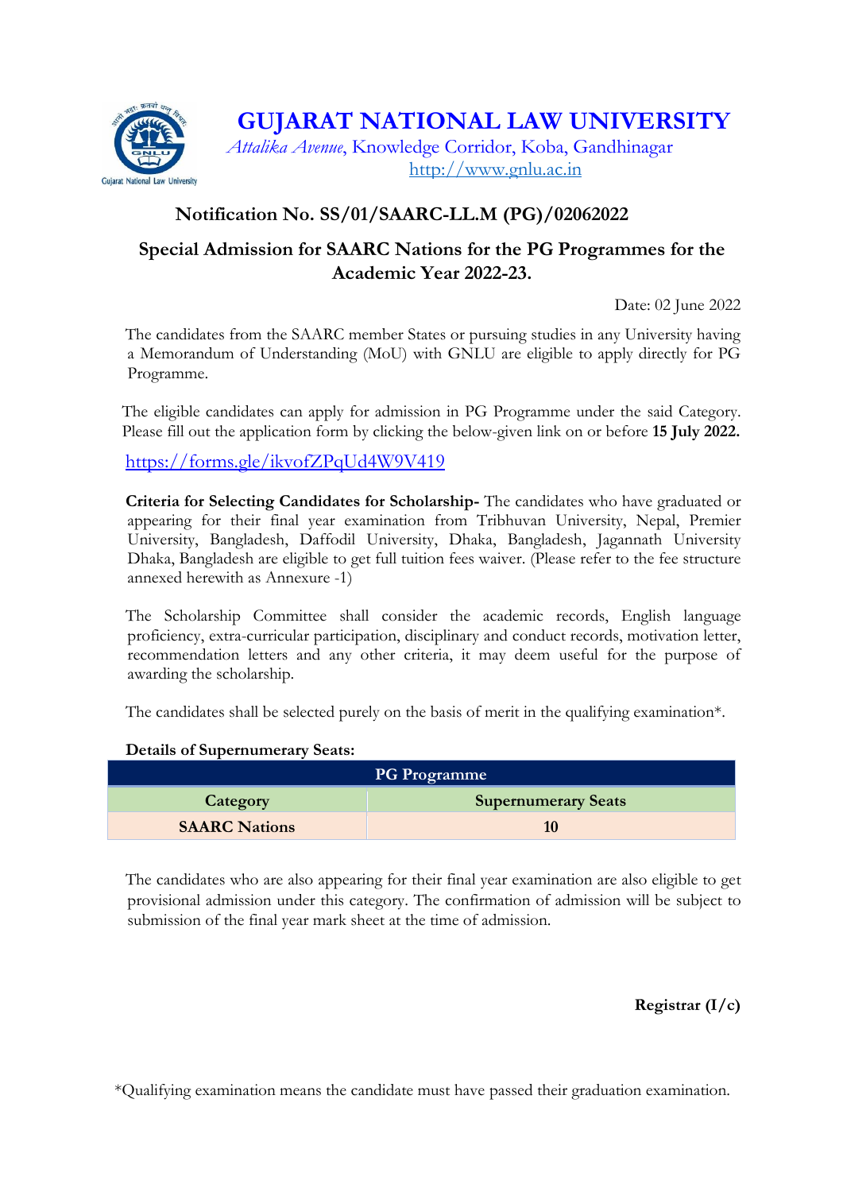# GUJARAT NATIONAL LAW UNIVERSITY

*Attalika Avenue*, Knowledge Corridor, Koba, Gandhinagar
http://www.gnlu.ac.in

## Notification No. SS/01/SAARC-LL.M (PG)/02062022

## Special Admission for SAARC Nations for the PG Programmes for the Academic Year 2022-23.

Date: 02 June 2022

The candidates from the SAARC member States or pursuing studies in any University having a Memorandum of Understanding (MoU) with GNLU are eligible to apply directly for PG Programme.

The eligible candidates can apply for admission in PG Programme under the said Category. Please fill out the application form by clicking the below-given link on or before **15 July 2022.**

https://forms.gle/ikvofZPqUd4W9V419

**Criteria for Selecting Candidates for Scholarship-** The candidates who have graduated or appearing for their final year examination from Tribhuvan University, Nepal, Premier University, Bangladesh, Daffodil University, Dhaka, Bangladesh, Jagannath University Dhaka, Bangladesh are eligible to get full tuition fees waiver. (Please refer to the fee structure annexed herewith as Annexure -1)

The Scholarship Committee shall consider the academic records, English language proficiency, extra-curricular participation, disciplinary and conduct records, motivation letter, recommendation letters and any other criteria, it may deem useful for the purpose of awarding the scholarship.

The candidates shall be selected purely on the basis of merit in the qualifying examination*.

**Details of Supernumerary Seats:**

| PG Programme | |
|---|---|
| **Category** | **Supernumerary Seats** |
| **SAARC Nations** | **10** |

The candidates who are also appearing for their final year examination are also eligible to get provisional admission under this category. The confirmation of admission will be subject to submission of the final year mark sheet at the time of admission.

**Registrar (I/c)**

*Qualifying examination means the candidate must have passed their graduation examination.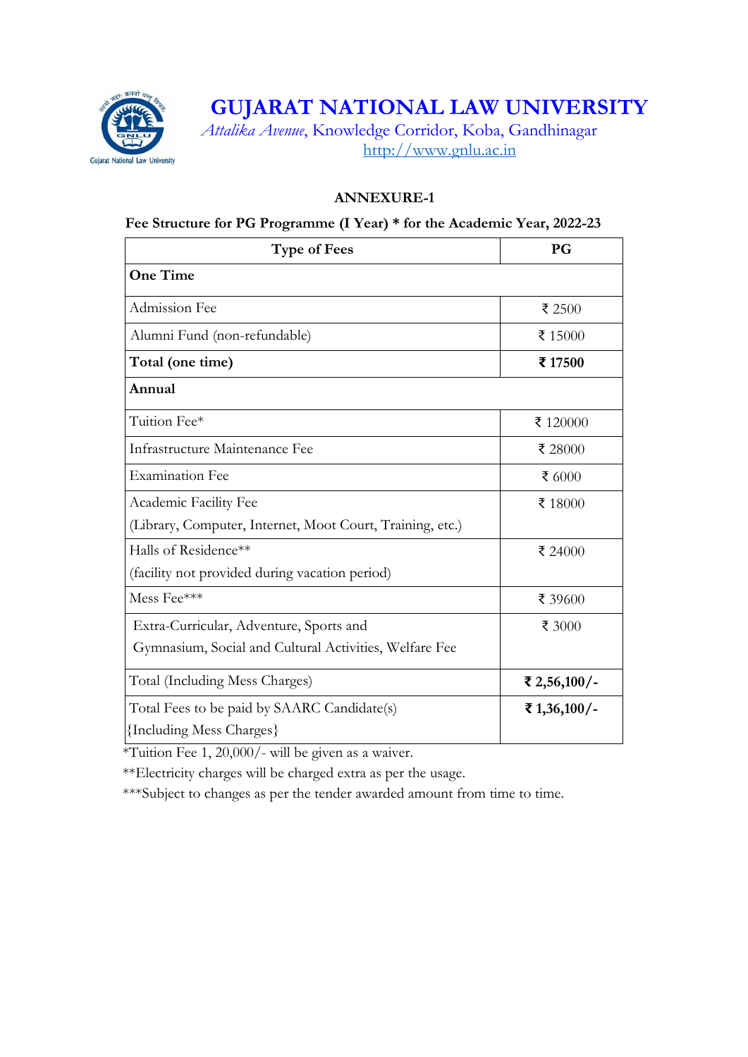# GUJARAT NATIONAL LAW UNIVERSITY

*Attalika Avenue*, Knowledge Corridor, Koba, Gandhinagar

http://www.gnlu.ac.in

## ANNEXURE-1

**Fee Structure for PG Programme (I Year) * for the Academic Year, 2022-23**

| Type of Fees | PG |
|---|---|
| **One Time** | |
| Admission Fee | ₹ 2500 |
| Alumni Fund (non-refundable) | ₹ 15000 |
| **Total (one time)** | **₹ 17500** |
| **Annual** | |
| Tuition Fee* | ₹ 120000 |
| Infrastructure Maintenance Fee | ₹ 28000 |
| Examination Fee | ₹ 6000 |
| Academic Facility Fee (Library, Computer, Internet, Moot Court, Training, etc.) | ₹ 18000 |
| Halls of Residence** (facility not provided during vacation period) | ₹ 24000 |
| Mess Fee*** | ₹ 39600 |
| Extra-Curricular, Adventure, Sports and Gymnasium, Social and Cultural Activities, Welfare Fee | ₹ 3000 |
| Total (Including Mess Charges) | **₹ 2,56,100/-** |
| Total Fees to be paid by SAARC Candidate(s) {Including Mess Charges} | **₹ 1,36,100/-** |

*Tuition Fee 1, 20,000/- will be given as a waiver.

**Electricity charges will be charged extra as per the usage.

***Subject to changes as per the tender awarded amount from time to time.